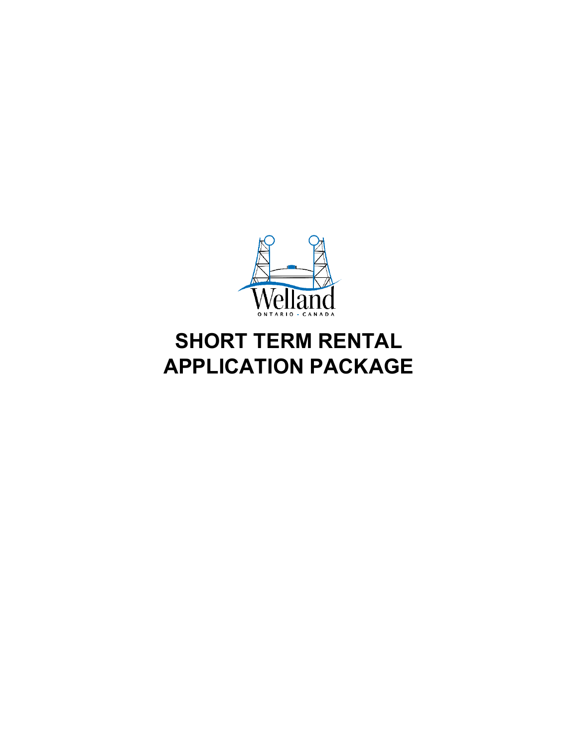Welland

ONTARIO - CANADA

# SHORT TERM RENTAL APPLICATION PACKAGE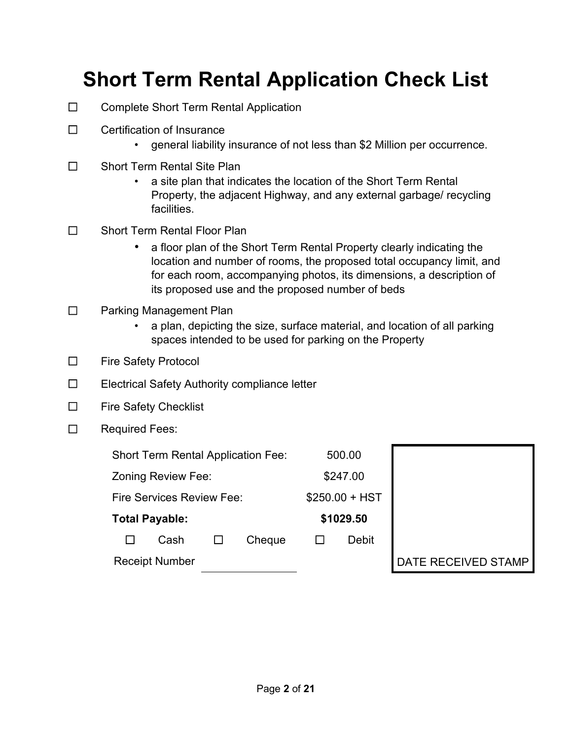# Short Term Rental Application Check List

- ☐ Complete Short Term Rental Application
- ☐ Certification of Insurance
  - general liability insurance of not less than $2 Million per occurrence.
- ☐ Short Term Rental Site Plan
  - a site plan that indicates the location of the Short Term Rental Property, the adjacent Highway, and any external garbage/ recycling facilities.
- ☐ Short Term Rental Floor Plan
  - a floor plan of the Short Term Rental Property clearly indicating the location and number of rooms, the proposed total occupancy limit, and for each room, accompanying photos, its dimensions, a description of its proposed use and the proposed number of beds
- ☐ Parking Management Plan
  - a plan, depicting the size, surface material, and location of all parking spaces intended to be used for parking on the Property
- ☐ Fire Safety Protocol
- ☐ Electrical Safety Authority compliance letter
- ☐ Fire Safety Checklist
- ☐ Required Fees:

| | |
|---|---|
| Short Term Rental Application Fee: | 500.00 |
| Zoning Review Fee: | $247.00 |
| Fire Services Review Fee: | $250.00 + HST |
| **Total Payable:** | **$1029.50** |

☐ Cash ☐ Cheque ☐ Debit

Receipt Number ______________

DATE RECEIVED STAMP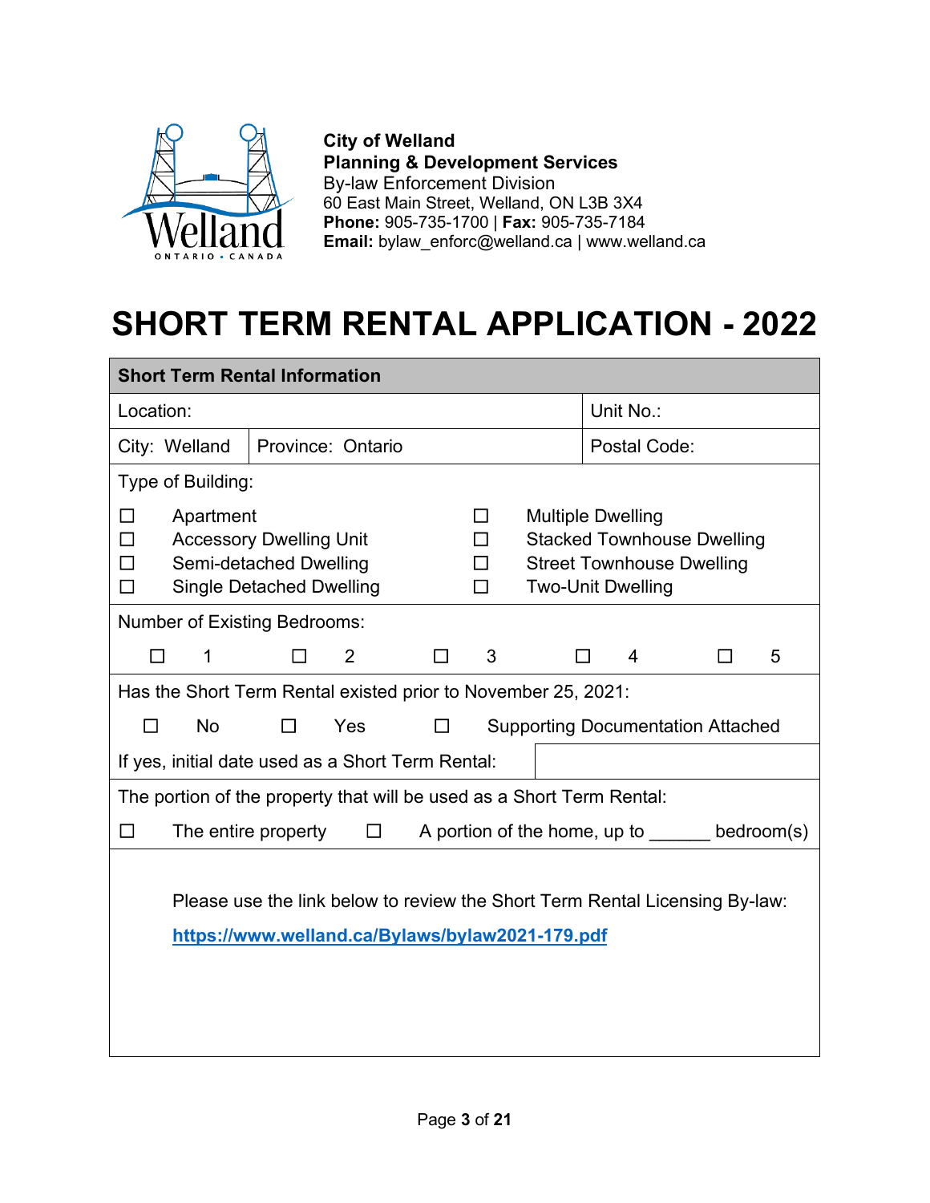**City of Welland**
**Planning & Development Services**
By-law Enforcement Division
60 East Main Street, Welland, ON L3B 3X4
**Phone:** 905-735-1700 | **Fax:** 905-735-7184
**Email:** bylaw_enforc@welland.ca | www.welland.ca

# SHORT TERM RENTAL APPLICATION - 2022

## Short Term Rental Information

| Location: | | Unit No.: |
|---|---|---|
| City: Welland | Province: Ontario | Postal Code: |

Type of Building:

- ☐ Apartment
- ☐ Accessory Dwelling Unit
- ☐ Semi-detached Dwelling
- ☐ Single Detached Dwelling
- ☐ Multiple Dwelling
- ☐ Stacked Townhouse Dwelling
- ☐ Street Townhouse Dwelling
- ☐ Two-Unit Dwelling

Number of Existing Bedrooms:

☐ 1 ☐ 2 ☐ 3 ☐ 4 ☐ 5

Has the Short Term Rental existed prior to November 25, 2021:

☐ No ☐ Yes ☐ Supporting Documentation Attached

| If yes, initial date used as a Short Term Rental: | |
|---|---|

The portion of the property that will be used as a Short Term Rental:

☐ The entire property ☐ A portion of the home, up to ______ bedroom(s)

Please use the link below to review the Short Term Rental Licensing By-law:

**https://www.welland.ca/Bylaws/bylaw2021-179.pdf**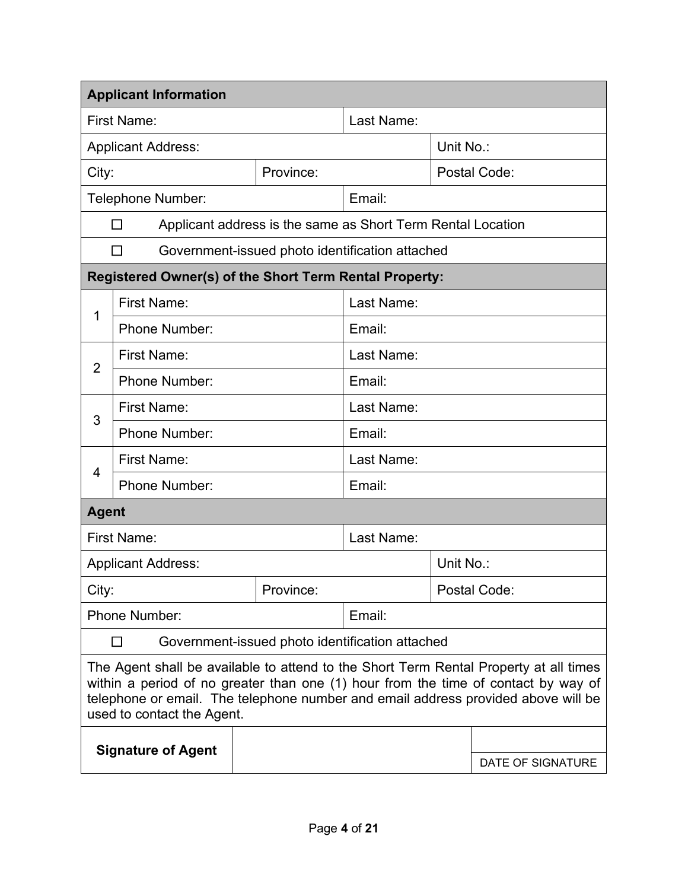| **Applicant Information** | | | |
|---|---|---|---|
| First Name: | | Last Name: | |
| Applicant Address: | | | Unit No.: |
| City: | Province: | | Postal Code: |
| Telephone Number: | | Email: | |
| ☐ Applicant address is the same as Short Term Rental Location | | | |
| ☐ Government-issued photo identification attached | | | |

| **Registered Owner(s) of the Short Term Rental Property:** | | |
|---|---|---|
| 1 | First Name: | Last Name: |
| | Phone Number: | Email: |
| 2 | First Name: | Last Name: |
| | Phone Number: | Email: |
| 3 | First Name: | Last Name: |
| | Phone Number: | Email: |
| 4 | First Name: | Last Name: |
| | Phone Number: | Email: |

| **Agent** | | | |
|---|---|---|---|
| First Name: | | Last Name: | |
| Applicant Address: | | | Unit No.: |
| City: | Province: | | Postal Code: |
| Phone Number: | | Email: | |
| ☐ Government-issued photo identification attached | | | |

The Agent shall be available to attend to the Short Term Rental Property at all times within a period of no greater than one (1) hour from the time of contact by way of telephone or email. The telephone number and email address provided above will be used to contact the Agent.

| **Signature of Agent** | | |
|---|---|---|
| | | DATE OF SIGNATURE |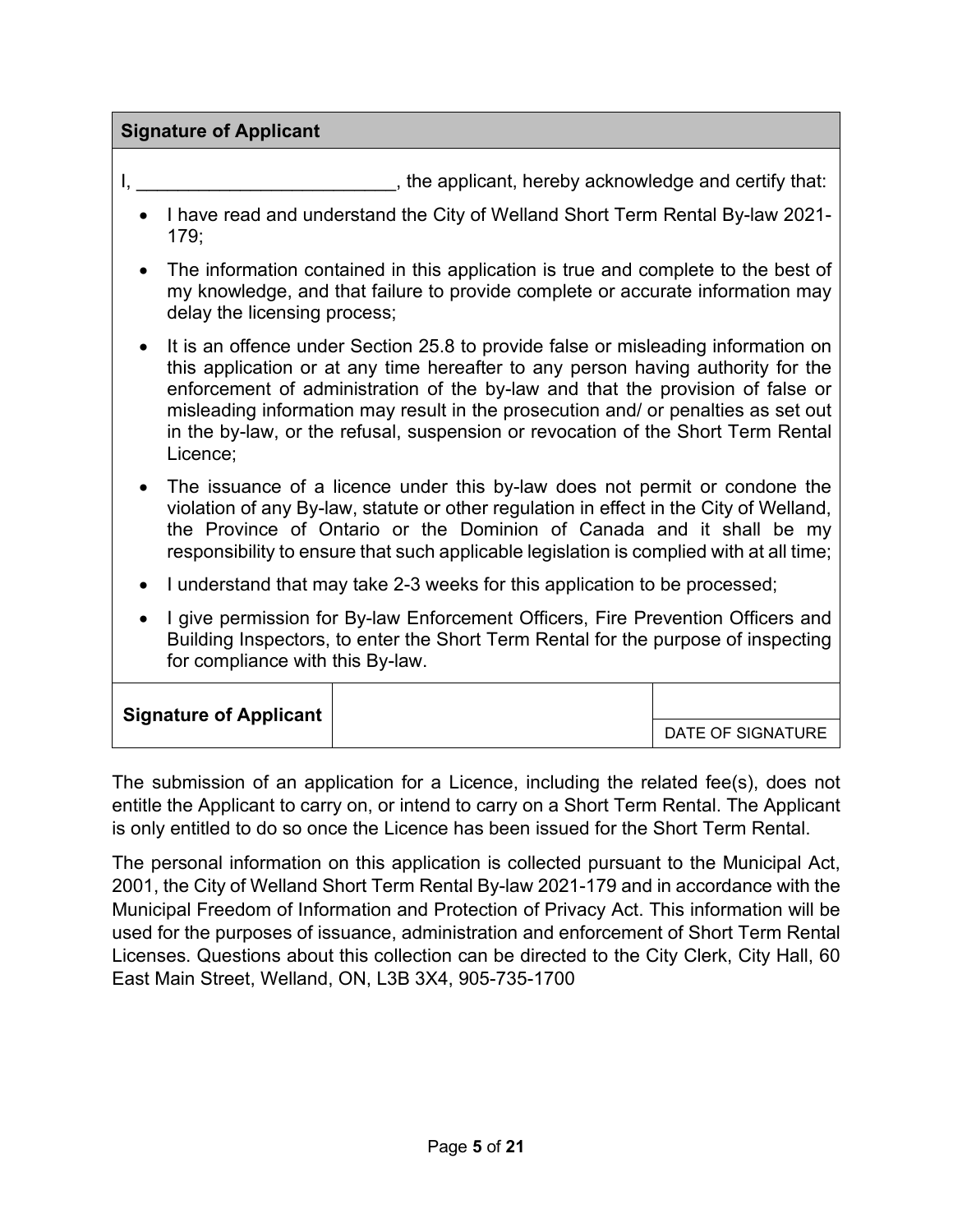## Signature of Applicant

I, _________________________, the applicant, hereby acknowledge and certify that:

- I have read and understand the City of Welland Short Term Rental By-law 2021-179;
- The information contained in this application is true and complete to the best of my knowledge, and that failure to provide complete or accurate information may delay the licensing process;
- It is an offence under Section 25.8 to provide false or misleading information on this application or at any time hereafter to any person having authority for the enforcement of administration of the by-law and that the provision of false or misleading information may result in the prosecution and/ or penalties as set out in the by-law, or the refusal, suspension or revocation of the Short Term Rental Licence;
- The issuance of a licence under this by-law does not permit or condone the violation of any By-law, statute or other regulation in effect in the City of Welland, the Province of Ontario or the Dominion of Canada and it shall be my responsibility to ensure that such applicable legislation is complied with at all time;
- I understand that may take 2-3 weeks for this application to be processed;
- I give permission for By-law Enforcement Officers, Fire Prevention Officers and Building Inspectors, to enter the Short Term Rental for the purpose of inspecting for compliance with this By-law.

| **Signature of Applicant** | | |
|---|---|---|
| | | DATE OF SIGNATURE |

The submission of an application for a Licence, including the related fee(s), does not entitle the Applicant to carry on, or intend to carry on a Short Term Rental. The Applicant is only entitled to do so once the Licence has been issued for the Short Term Rental.

The personal information on this application is collected pursuant to the Municipal Act, 2001, the City of Welland Short Term Rental By-law 2021-179 and in accordance with the Municipal Freedom of Information and Protection of Privacy Act. This information will be used for the purposes of issuance, administration and enforcement of Short Term Rental Licenses. Questions about this collection can be directed to the City Clerk, City Hall, 60 East Main Street, Welland, ON, L3B 3X4, 905-735-1700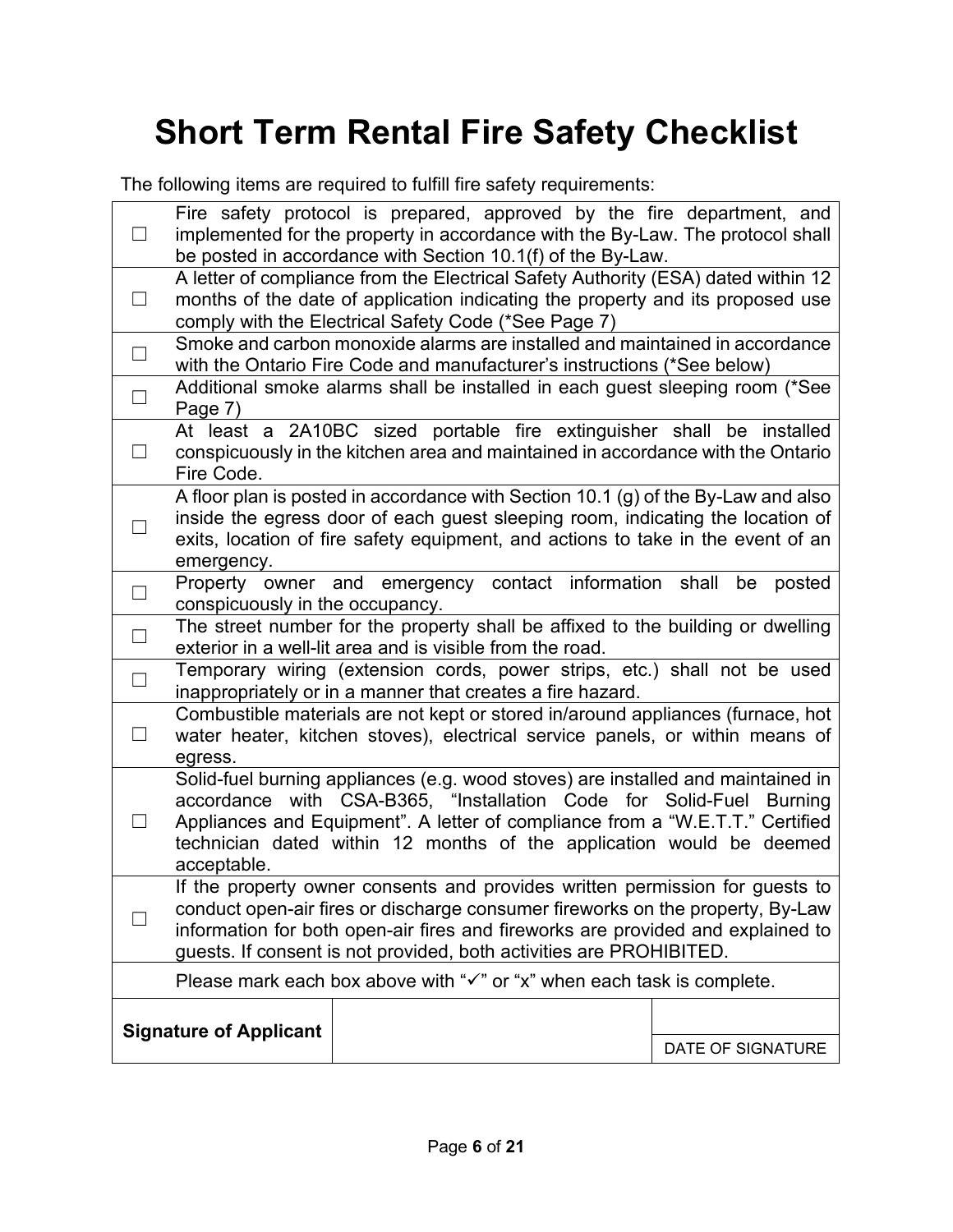# Short Term Rental Fire Safety Checklist

The following items are required to fulfill fire safety requirements:

| | |
|---|---|
| ☐ | Fire safety protocol is prepared, approved by the fire department, and implemented for the property in accordance with the By-Law. The protocol shall be posted in accordance with Section 10.1(f) of the By-Law. |
| ☐ | A letter of compliance from the Electrical Safety Authority (ESA) dated within 12 months of the date of application indicating the property and its proposed use comply with the Electrical Safety Code (*See Page 7) |
| ☐ | Smoke and carbon monoxide alarms are installed and maintained in accordance with the Ontario Fire Code and manufacturer's instructions (*See below) |
| ☐ | Additional smoke alarms shall be installed in each guest sleeping room (*See Page 7) |
| ☐ | At least a 2A10BC sized portable fire extinguisher shall be installed conspicuously in the kitchen area and maintained in accordance with the Ontario Fire Code. |
| ☐ | A floor plan is posted in accordance with Section 10.1 (g) of the By-Law and also inside the egress door of each guest sleeping room, indicating the location of exits, location of fire safety equipment, and actions to take in the event of an emergency. |
| ☐ | Property owner and emergency contact information shall be posted conspicuously in the occupancy. |
| ☐ | The street number for the property shall be affixed to the building or dwelling exterior in a well-lit area and is visible from the road. |
| ☐ | Temporary wiring (extension cords, power strips, etc.) shall not be used inappropriately or in a manner that creates a fire hazard. |
| ☐ | Combustible materials are not kept or stored in/around appliances (furnace, hot water heater, kitchen stoves), electrical service panels, or within means of egress. |
| ☐ | Solid-fuel burning appliances (e.g. wood stoves) are installed and maintained in accordance with CSA-B365, "Installation Code for Solid-Fuel Burning Appliances and Equipment". A letter of compliance from a "W.E.T.T." Certified technician dated within 12 months of the application would be deemed acceptable. |
| ☐ | If the property owner consents and provides written permission for guests to conduct open-air fires or discharge consumer fireworks on the property, By-Law information for both open-air fires and fireworks are provided and explained to guests. If consent is not provided, both activities are PROHIBITED. |
| | Please mark each box above with "✓" or "x" when each task is complete. |

| **Signature of Applicant** | | |
|---|---|---|
| | | DATE OF SIGNATURE |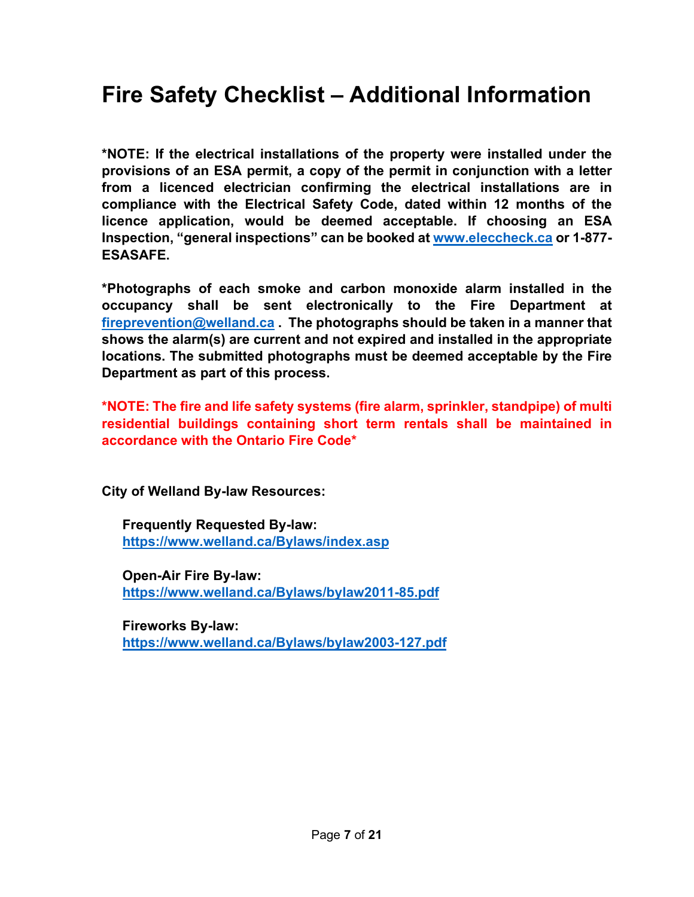# Fire Safety Checklist – Additional Information

**\*NOTE: If the electrical installations of the property were installed under the provisions of an ESA permit, a copy of the permit in conjunction with a letter from a licenced electrician confirming the electrical installations are in compliance with the Electrical Safety Code, dated within 12 months of the licence application, would be deemed acceptable. If choosing an ESA Inspection, "general inspections" can be booked at [www.eleccheck.ca](http://www.eleccheck.ca) or 1-877-ESASAFE.**

**\*Photographs of each smoke and carbon monoxide alarm installed in the occupancy shall be sent electronically to the Fire Department at [fireprevention@welland.ca](mailto:fireprevention@welland.ca) . The photographs should be taken in a manner that shows the alarm(s) are current and not expired and installed in the appropriate locations. The submitted photographs must be deemed acceptable by the Fire Department as part of this process.**

**\*NOTE: The fire and life safety systems (fire alarm, sprinkler, standpipe) of multi residential buildings containing short term rentals shall be maintained in accordance with the Ontario Fire Code\***

**City of Welland By-law Resources:**

**Frequently Requested By-law:**
**[https://www.welland.ca/Bylaws/index.asp](https://www.welland.ca/Bylaws/index.asp)**

**Open-Air Fire By-law:**
**[https://www.welland.ca/Bylaws/bylaw2011-85.pdf](https://www.welland.ca/Bylaws/bylaw2011-85.pdf)**

**Fireworks By-law:**
**[https://www.welland.ca/Bylaws/bylaw2003-127.pdf](https://www.welland.ca/Bylaws/bylaw2003-127.pdf)**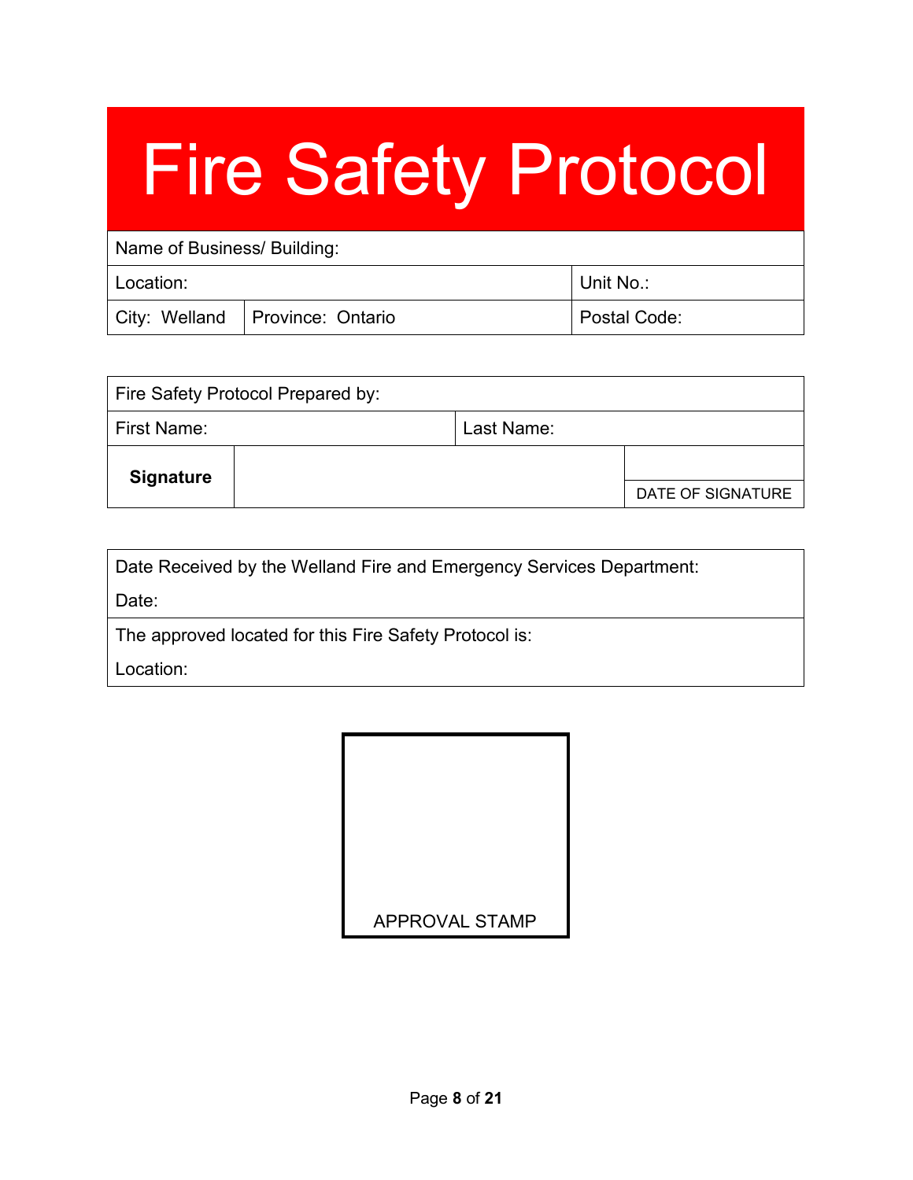# Fire Safety Protocol

| Name of Business/ Building: | | |
|---|---|---|
| Location: | | Unit No.: |
| City: Welland | Province: Ontario | Postal Code: |

| Fire Safety Protocol Prepared by: | | |
|---|---|---|
| First Name: | Last Name: | |
| **Signature** | | DATE OF SIGNATURE |

| Date Received by the Welland Fire and Emergency Services Department:<br>Date: |
|---|
| The approved located for this Fire Safety Protocol is:<br>Location: |

APPROVAL STAMP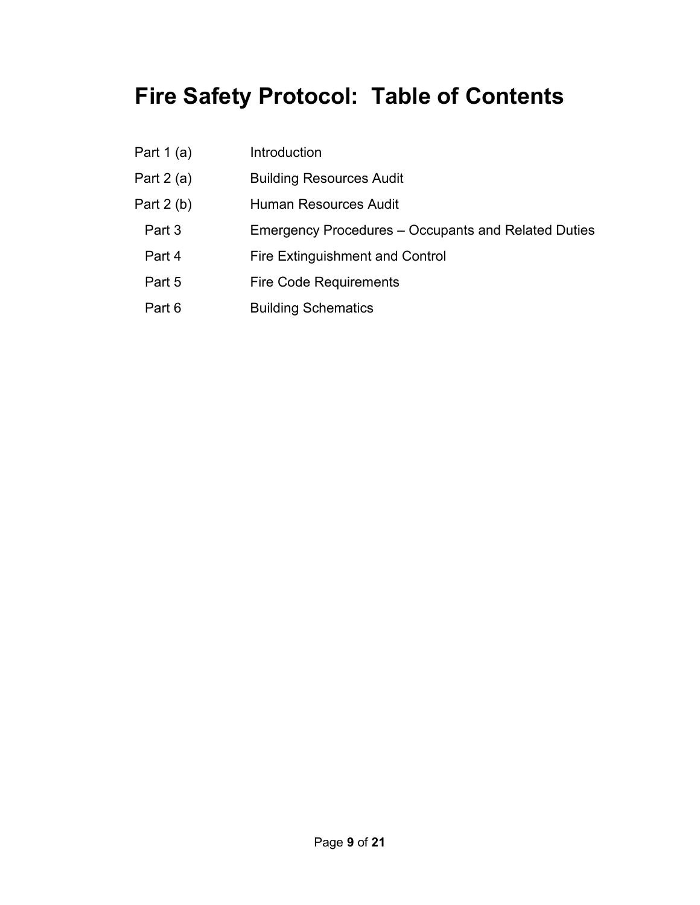# Fire Safety Protocol:  Table of Contents

| | |
|---|---|
| Part 1 (a) | Introduction |
| Part 2 (a) | Building Resources Audit |
| Part 2 (b) | Human Resources Audit |
| Part 3 | Emergency Procedures – Occupants and Related Duties |
| Part 4 | Fire Extinguishment and Control |
| Part 5 | Fire Code Requirements |
| Part 6 | Building Schematics |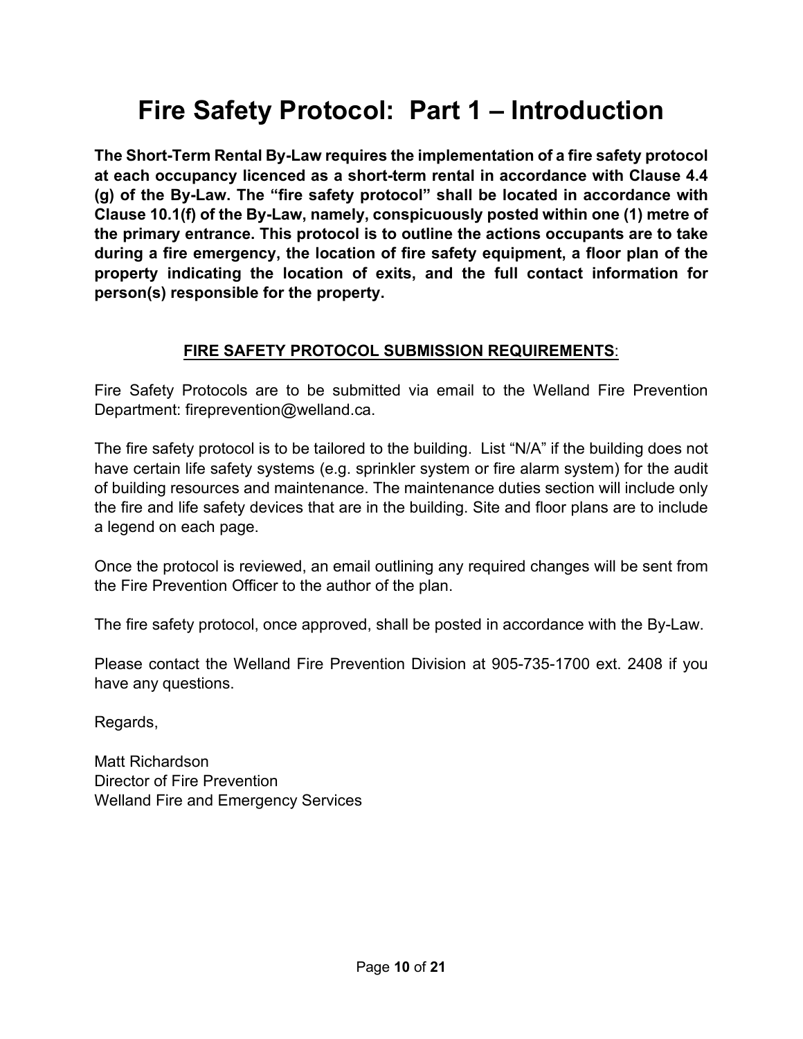# Fire Safety Protocol: Part 1 – Introduction

**The Short-Term Rental By-Law requires the implementation of a fire safety protocol at each occupancy licenced as a short-term rental in accordance with Clause 4.4 (g) of the By-Law. The "fire safety protocol" shall be located in accordance with Clause 10.1(f) of the By-Law, namely, conspicuously posted within one (1) metre of the primary entrance. This protocol is to outline the actions occupants are to take during a fire emergency, the location of fire safety equipment, a floor plan of the property indicating the location of exits, and the full contact information for person(s) responsible for the property.**

## FIRE SAFETY PROTOCOL SUBMISSION REQUIREMENTS:

Fire Safety Protocols are to be submitted via email to the Welland Fire Prevention Department: fireprevention@welland.ca.

The fire safety protocol is to be tailored to the building. List "N/A" if the building does not have certain life safety systems (e.g. sprinkler system or fire alarm system) for the audit of building resources and maintenance. The maintenance duties section will include only the fire and life safety devices that are in the building. Site and floor plans are to include a legend on each page.

Once the protocol is reviewed, an email outlining any required changes will be sent from the Fire Prevention Officer to the author of the plan.

The fire safety protocol, once approved, shall be posted in accordance with the By-Law.

Please contact the Welland Fire Prevention Division at 905-735-1700 ext. 2408 if you have any questions.

Regards,

Matt Richardson
Director of Fire Prevention
Welland Fire and Emergency Services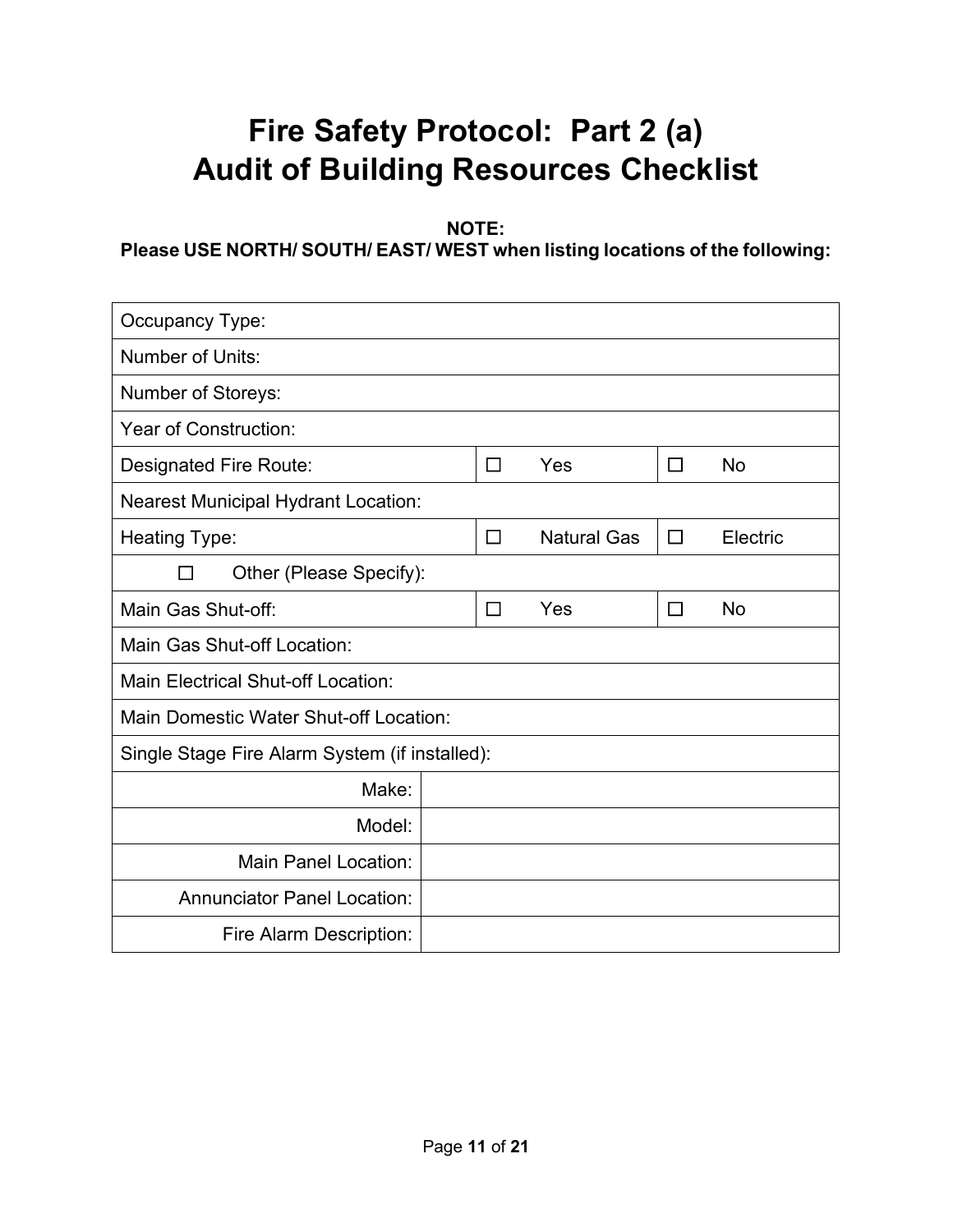# Fire Safety Protocol: Part 2 (a)
# Audit of Building Resources Checklist

**NOTE:**
**Please USE NORTH/ SOUTH/ EAST/ WEST when listing locations of the following:**

| | | |
|---|---|---|
| Occupancy Type: | | |
| Number of Units: | | |
| Number of Storeys: | | |
| Year of Construction: | | |
| Designated Fire Route: | ☐ Yes | ☐ No |
| Nearest Municipal Hydrant Location: | | |
| Heating Type: | ☐ Natural Gas | ☐ Electric |
| ☐ Other (Please Specify): | | |
| Main Gas Shut-off: | ☐ Yes | ☐ No |
| Main Gas Shut-off Location: | | |
| Main Electrical Shut-off Location: | | |
| Main Domestic Water Shut-off Location: | | |
| Single Stage Fire Alarm System (if installed): | | |
| Make: | | |
| Model: | | |
| Main Panel Location: | | |
| Annunciator Panel Location: | | |
| Fire Alarm Description: | | |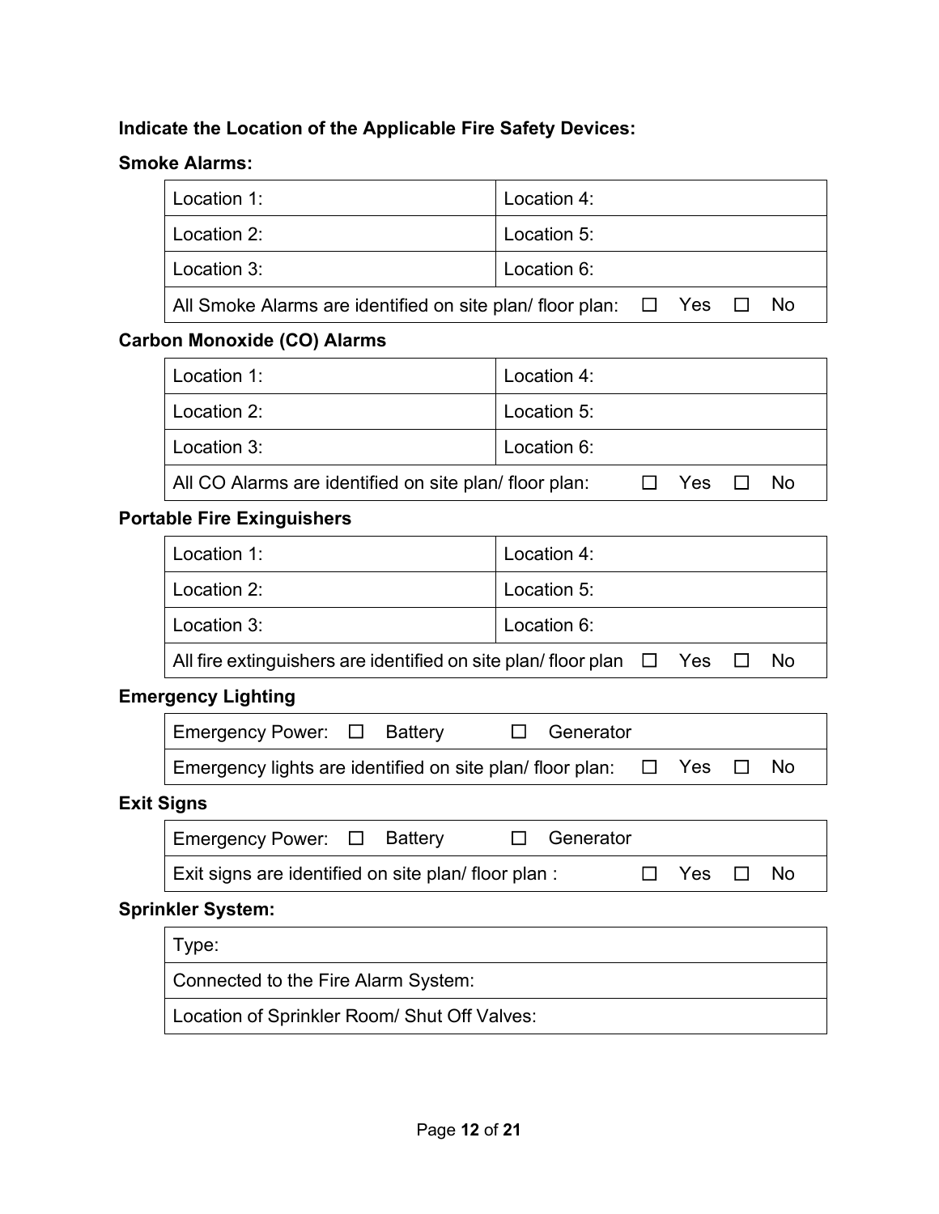**Indicate the Location of the Applicable Fire Safety Devices:**

**Smoke Alarms:**

| Location 1: | Location 4: |
|---|---|
| Location 2: | Location 5: |
| Location 3: | Location 6: |
| All Smoke Alarms are identified on site plan/ floor plan: ☐ Yes ☐ No | |

**Carbon Monoxide (CO) Alarms**

| Location 1: | Location 4: |
|---|---|
| Location 2: | Location 5: |
| Location 3: | Location 6: |
| All CO Alarms are identified on site plan/ floor plan: ☐ Yes ☐ No | |

**Portable Fire Exinguishers**

| Location 1: | Location 4: |
|---|---|
| Location 2: | Location 5: |
| Location 3: | Location 6: |
| All fire extinguishers are identified on site plan/ floor plan ☐ Yes ☐ No | |

**Emergency Lighting**

| Emergency Power: ☐ Battery ☐ Generator |
|---|
| Emergency lights are identified on site plan/ floor plan: ☐ Yes ☐ No |

**Exit Signs**

| Emergency Power: ☐ Battery ☐ Generator |
|---|
| Exit signs are identified on site plan/ floor plan : ☐ Yes ☐ No |

**Sprinkler System:**

| Type: |
|---|
| Connected to the Fire Alarm System: |
| Location of Sprinkler Room/ Shut Off Valves: |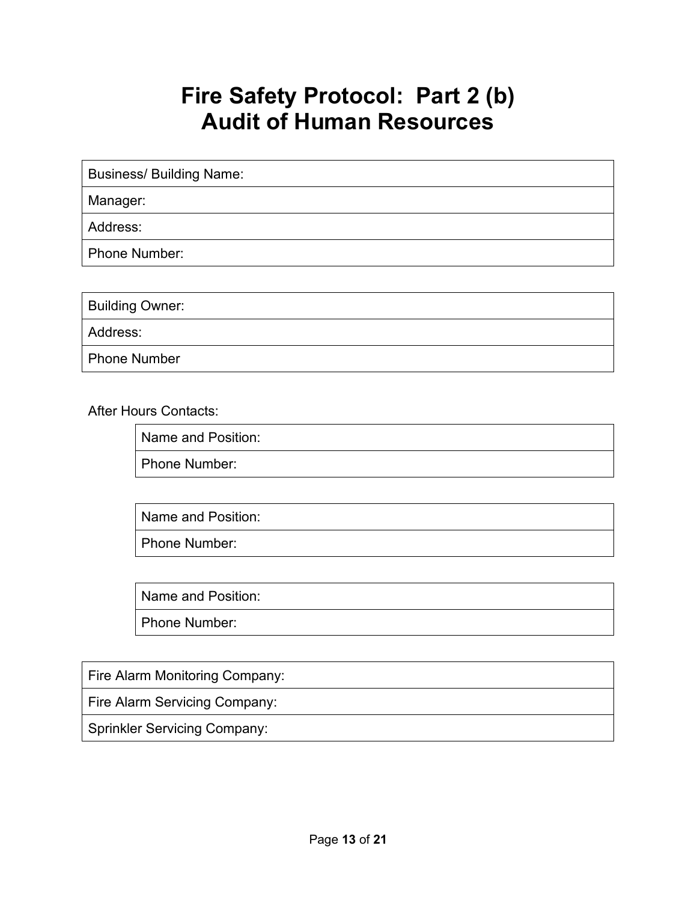# Fire Safety Protocol: Part 2 (b)
# Audit of Human Resources

| Business/ Building Name: |
|---|
| Manager: |
| Address: |
| Phone Number: |

| Building Owner: |
|---|
| Address: |
| Phone Number |

After Hours Contacts:

| Name and Position: |
|---|
| Phone Number: |

| Name and Position: |
|---|
| Phone Number: |

| Name and Position: |
|---|
| Phone Number: |

| Fire Alarm Monitoring Company: |
|---|
| Fire Alarm Servicing Company: |
| Sprinkler Servicing Company: |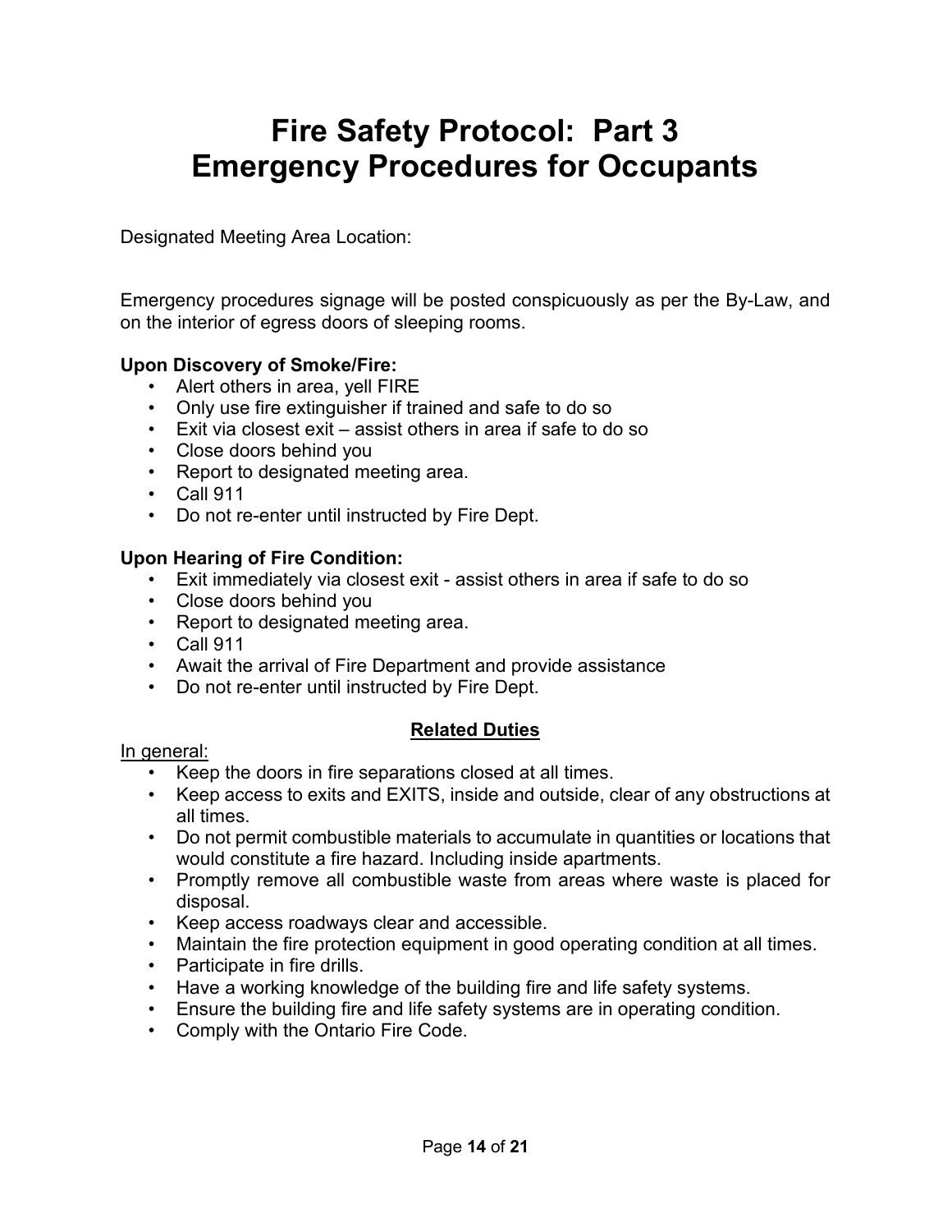# Fire Safety Protocol: Part 3
# Emergency Procedures for Occupants

Designated Meeting Area Location:

Emergency procedures signage will be posted conspicuously as per the By-Law, and on the interior of egress doors of sleeping rooms.

**Upon Discovery of Smoke/Fire:**

- Alert others in area, yell FIRE
- Only use fire extinguisher if trained and safe to do so
- Exit via closest exit – assist others in area if safe to do so
- Close doors behind you
- Report to designated meeting area.
- Call 911
- Do not re-enter until instructed by Fire Dept.

**Upon Hearing of Fire Condition:**

- Exit immediately via closest exit - assist others in area if safe to do so
- Close doors behind you
- Report to designated meeting area.
- Call 911
- Await the arrival of Fire Department and provide assistance
- Do not re-enter until instructed by Fire Dept.

**<u>Related Duties</u>**

<u>In general:</u>

- Keep the doors in fire separations closed at all times.
- Keep access to exits and EXITS, inside and outside, clear of any obstructions at all times.
- Do not permit combustible materials to accumulate in quantities or locations that would constitute a fire hazard. Including inside apartments.
- Promptly remove all combustible waste from areas where waste is placed for disposal.
- Keep access roadways clear and accessible.
- Maintain the fire protection equipment in good operating condition at all times.
- Participate in fire drills.
- Have a working knowledge of the building fire and life safety systems.
- Ensure the building fire and life safety systems are in operating condition.
- Comply with the Ontario Fire Code.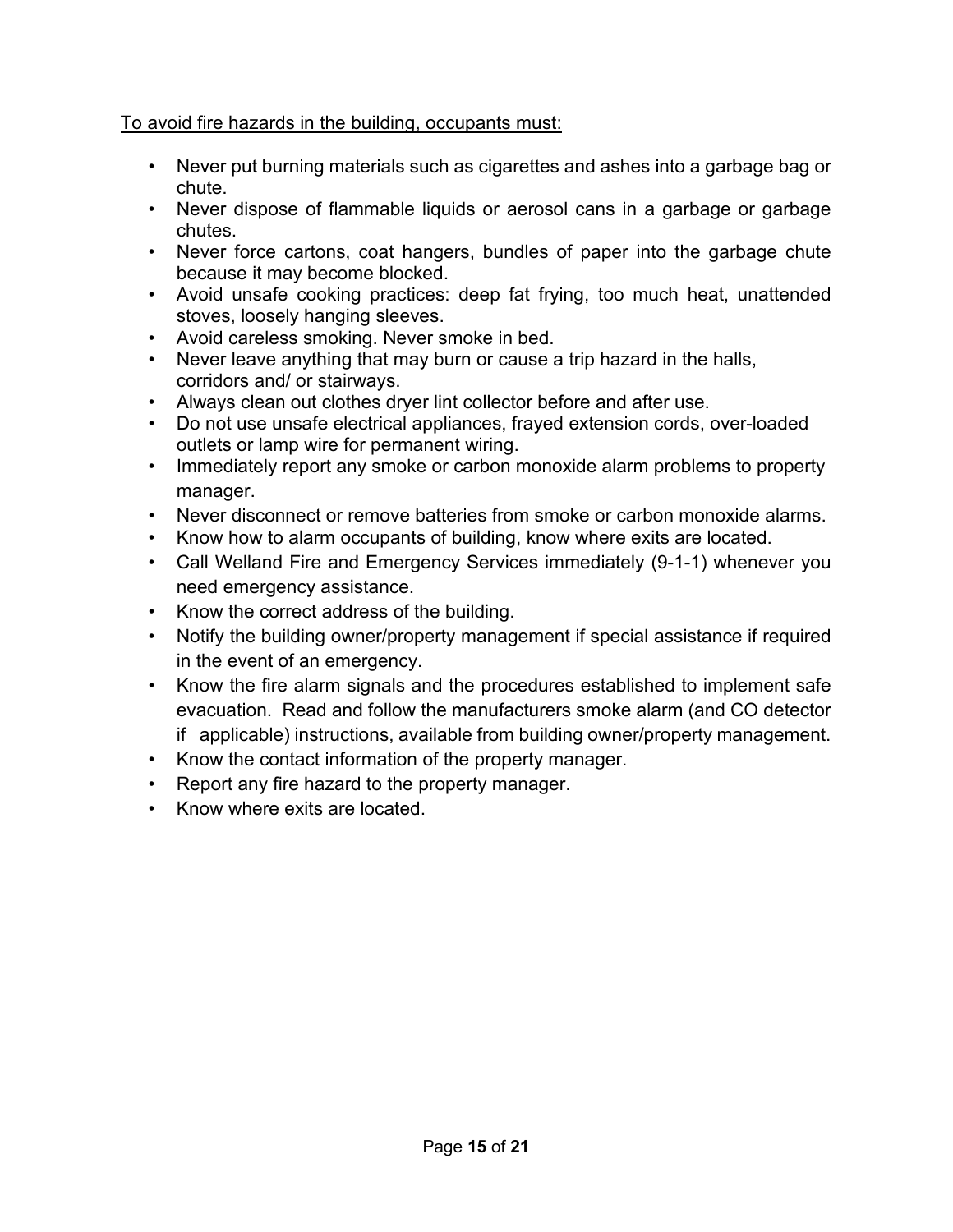<u>To avoid fire hazards in the building, occupants must:</u>

- Never put burning materials such as cigarettes and ashes into a garbage bag or chute.
- Never dispose of flammable liquids or aerosol cans in a garbage or garbage chutes.
- Never force cartons, coat hangers, bundles of paper into the garbage chute because it may become blocked.
- Avoid unsafe cooking practices: deep fat frying, too much heat, unattended stoves, loosely hanging sleeves.
- Avoid careless smoking. Never smoke in bed.
- Never leave anything that may burn or cause a trip hazard in the halls, corridors and/ or stairways.
- Always clean out clothes dryer lint collector before and after use.
- Do not use unsafe electrical appliances, frayed extension cords, over-loaded outlets or lamp wire for permanent wiring.
- Immediately report any smoke or carbon monoxide alarm problems to property manager.
- Never disconnect or remove batteries from smoke or carbon monoxide alarms.
- Know how to alarm occupants of building, know where exits are located.
- Call Welland Fire and Emergency Services immediately (9-1-1) whenever you need emergency assistance.
- Know the correct address of the building.
- Notify the building owner/property management if special assistance if required in the event of an emergency.
- Know the fire alarm signals and the procedures established to implement safe evacuation. Read and follow the manufacturers smoke alarm (and CO detector if applicable) instructions, available from building owner/property management.
- Know the contact information of the property manager.
- Report any fire hazard to the property manager.
- Know where exits are located.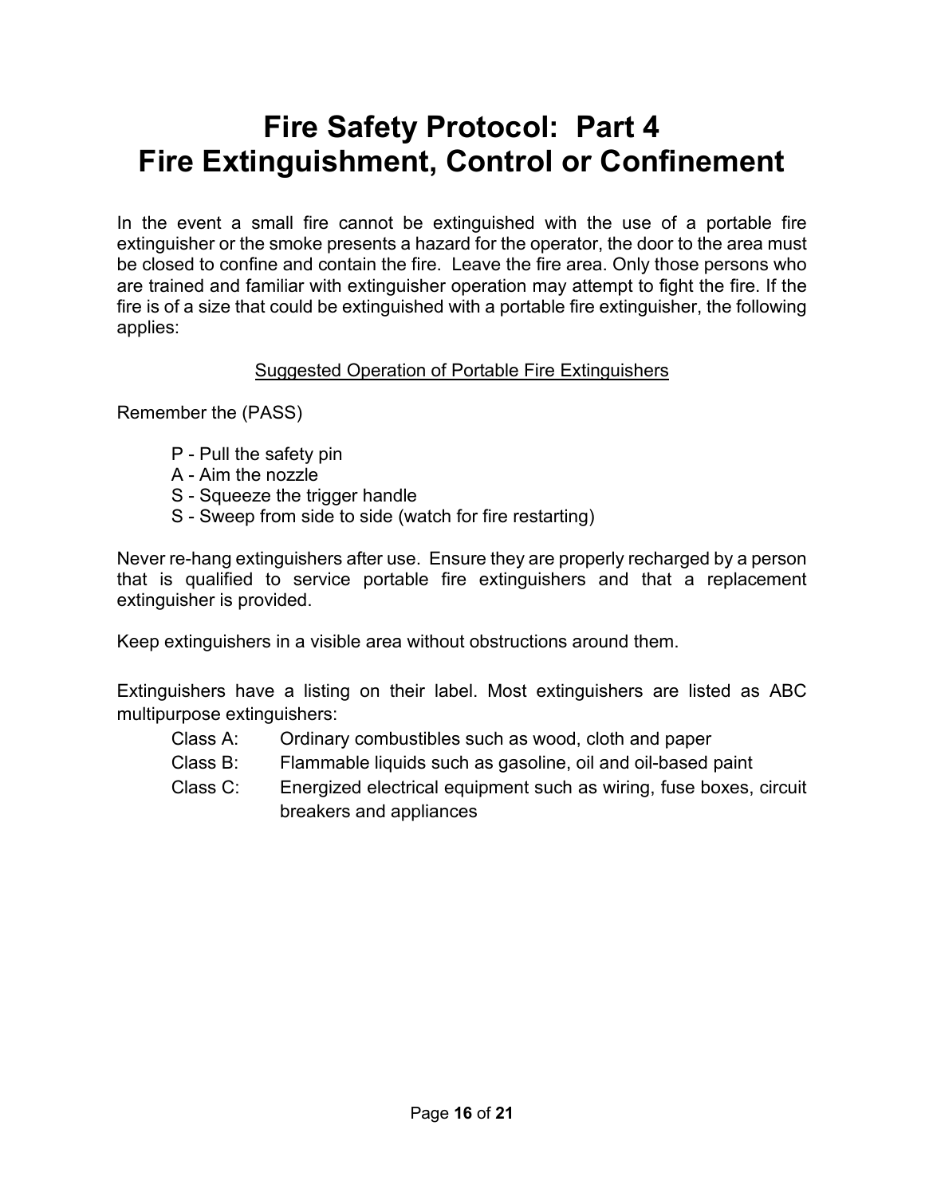# Fire Safety Protocol: Part 4
# Fire Extinguishment, Control or Confinement

In the event a small fire cannot be extinguished with the use of a portable fire extinguisher or the smoke presents a hazard for the operator, the door to the area must be closed to confine and contain the fire. Leave the fire area. Only those persons who are trained and familiar with extinguisher operation may attempt to fight the fire. If the fire is of a size that could be extinguished with a portable fire extinguisher, the following applies:

<u>Suggested Operation of Portable Fire Extinguishers</u>

Remember the (PASS)

- P - Pull the safety pin
- A - Aim the nozzle
- S - Squeeze the trigger handle
- S - Sweep from side to side (watch for fire restarting)

Never re-hang extinguishers after use. Ensure they are properly recharged by a person that is qualified to service portable fire extinguishers and that a replacement extinguisher is provided.

Keep extinguishers in a visible area without obstructions around them.

Extinguishers have a listing on their label. Most extinguishers are listed as ABC multipurpose extinguishers:

- Class A: Ordinary combustibles such as wood, cloth and paper
- Class B: Flammable liquids such as gasoline, oil and oil-based paint
- Class C: Energized electrical equipment such as wiring, fuse boxes, circuit breakers and appliances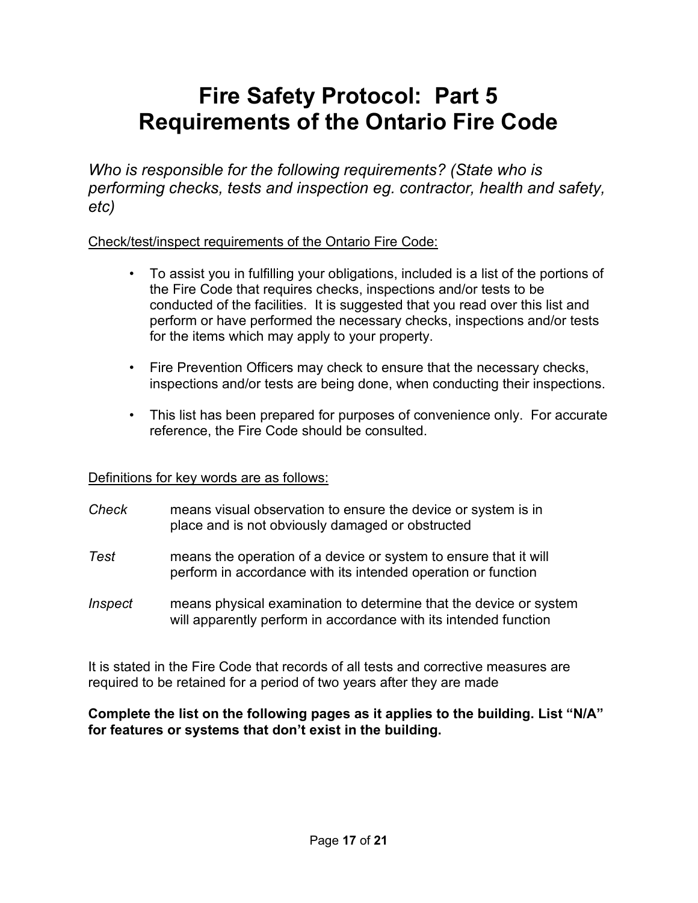# Fire Safety Protocol: Part 5
# Requirements of the Ontario Fire Code

*Who is responsible for the following requirements? (State who is performing checks, tests and inspection eg. contractor, health and safety, etc)*

<u>Check/test/inspect requirements of the Ontario Fire Code:</u>

- To assist you in fulfilling your obligations, included is a list of the portions of the Fire Code that requires checks, inspections and/or tests to be conducted of the facilities. It is suggested that you read over this list and perform or have performed the necessary checks, inspections and/or tests for the items which may apply to your property.
- Fire Prevention Officers may check to ensure that the necessary checks, inspections and/or tests are being done, when conducting their inspections.
- This list has been prepared for purposes of convenience only. For accurate reference, the Fire Code should be consulted.

<u>Definitions for key words are as follows:</u>

*Check* means visual observation to ensure the device or system is in place and is not obviously damaged or obstructed

*Test* means the operation of a device or system to ensure that it will perform in accordance with its intended operation or function

*Inspect* means physical examination to determine that the device or system will apparently perform in accordance with its intended function

It is stated in the Fire Code that records of all tests and corrective measures are required to be retained for a period of two years after they are made

**Complete the list on the following pages as it applies to the building. List "N/A" for features or systems that don't exist in the building.**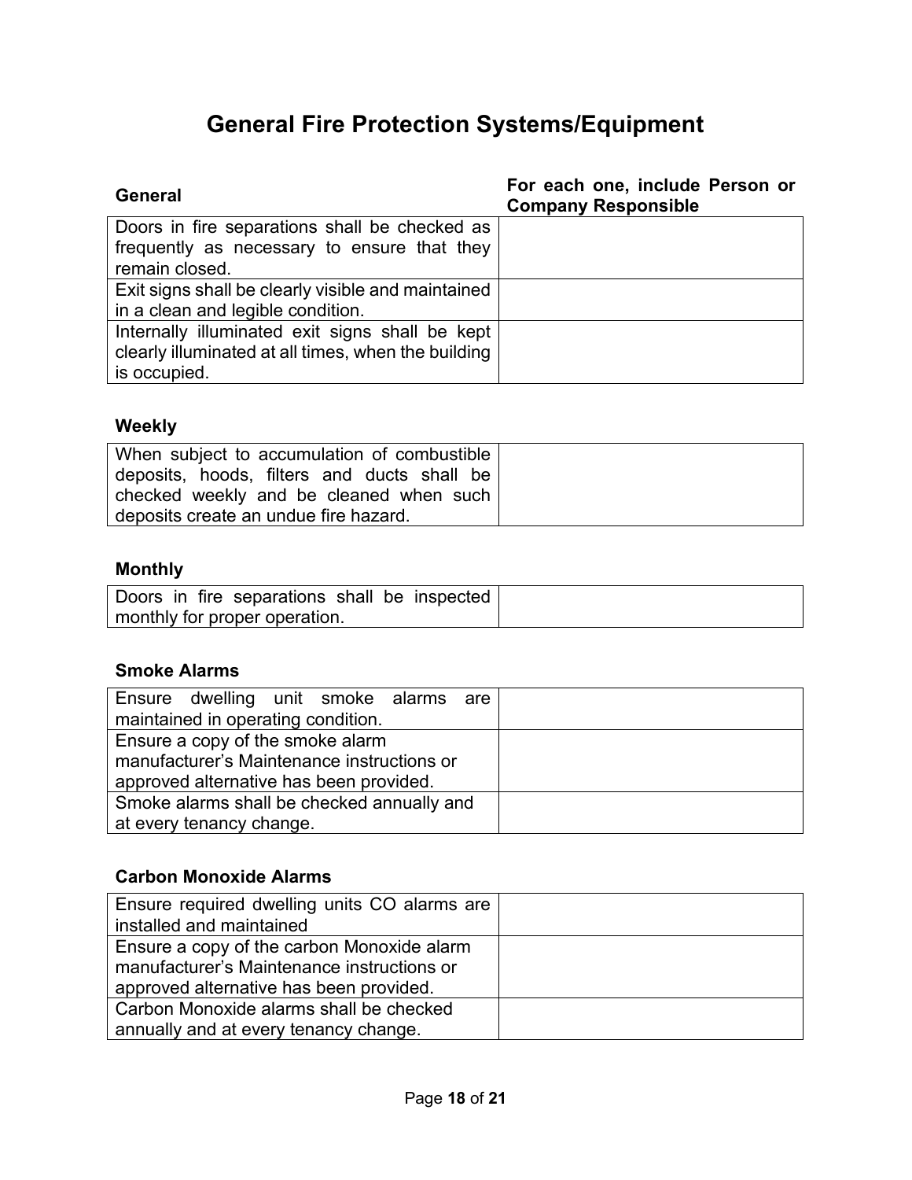# General Fire Protection Systems/Equipment

| General | For each one, include Person or Company Responsible |
|---|---|
| Doors in fire separations shall be checked as frequently as necessary to ensure that they remain closed. | |
| Exit signs shall be clearly visible and maintained in a clean and legible condition. | |
| Internally illuminated exit signs shall be kept clearly illuminated at all times, when the building is occupied. | |

**Weekly**

| | |
|---|---|
| When subject to accumulation of combustible deposits, hoods, filters and ducts shall be checked weekly and be cleaned when such deposits create an undue fire hazard. | |

**Monthly**

| | |
|---|---|
| Doors in fire separations shall be inspected monthly for proper operation. | |

**Smoke Alarms**

| | |
|---|---|
| Ensure dwelling unit smoke alarms are maintained in operating condition. | |
| Ensure a copy of the smoke alarm manufacturer's Maintenance instructions or approved alternative has been provided. | |
| Smoke alarms shall be checked annually and at every tenancy change. | |

**Carbon Monoxide Alarms**

| | |
|---|---|
| Ensure required dwelling units CO alarms are installed and maintained | |
| Ensure a copy of the carbon Monoxide alarm manufacturer's Maintenance instructions or approved alternative has been provided. | |
| Carbon Monoxide alarms shall be checked annually and at every tenancy change. | |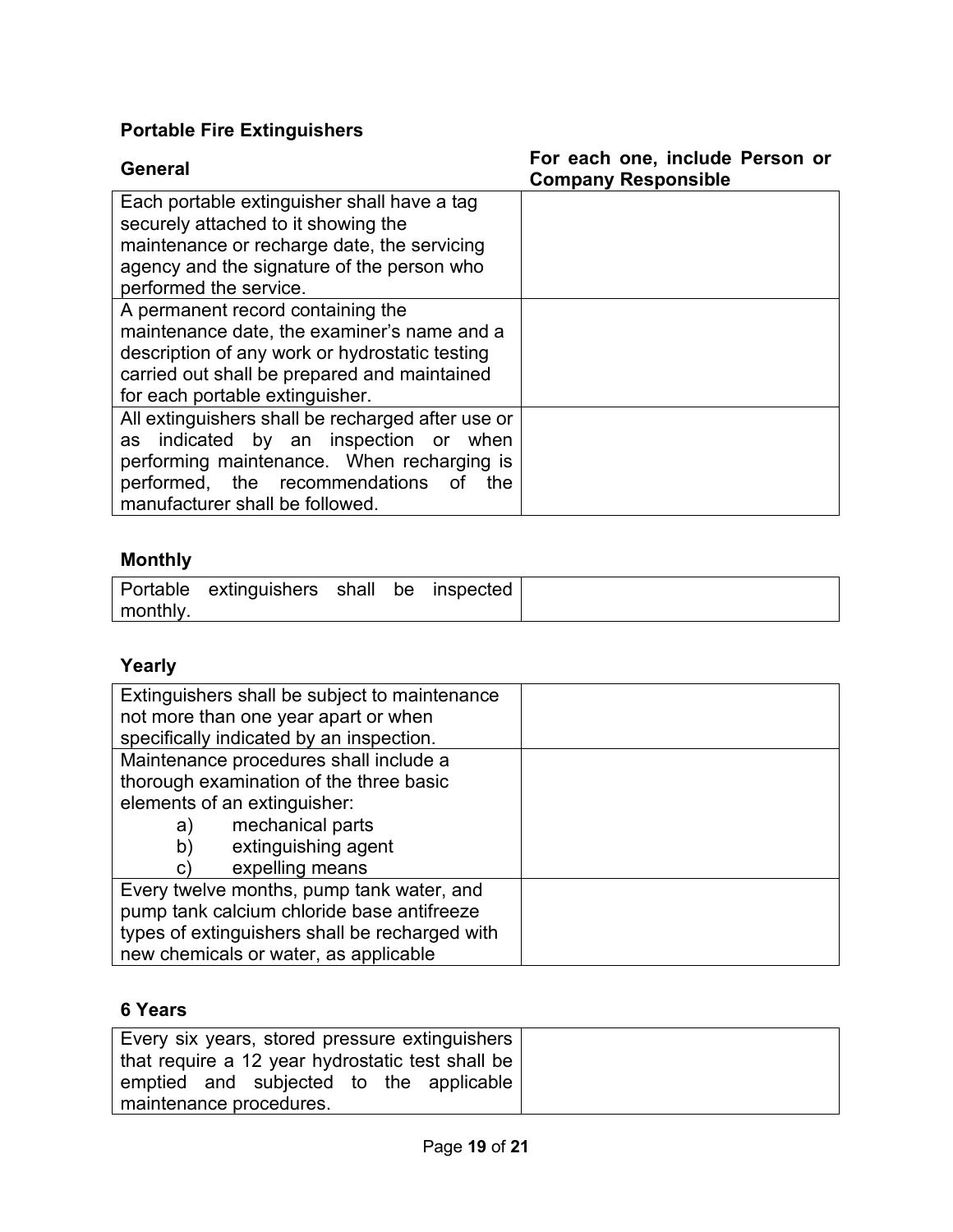## Portable Fire Extinguishers

| General | For each one, include Person or Company Responsible |
|---|---|
| Each portable extinguisher shall have a tag securely attached to it showing the maintenance or recharge date, the servicing agency and the signature of the person who performed the service. | |
| A permanent record containing the maintenance date, the examiner's name and a description of any work or hydrostatic testing carried out shall be prepared and maintained for each portable extinguisher. | |
| All extinguishers shall be recharged after use or as indicated by an inspection or when performing maintenance. When recharging is performed, the recommendations of the manufacturer shall be followed. | |

### Monthly

| | |
|---|---|
| Portable extinguishers shall be inspected monthly. | |

### Yearly

| | |
|---|---|
| Extinguishers shall be subject to maintenance not more than one year apart or when specifically indicated by an inspection. | |
| Maintenance procedures shall include a thorough examination of the three basic elements of an extinguisher:<br>a) mechanical parts<br>b) extinguishing agent<br>c) expelling means | |
| Every twelve months, pump tank water, and pump tank calcium chloride base antifreeze types of extinguishers shall be recharged with new chemicals or water, as applicable | |

### 6 Years

| | |
|---|---|
| Every six years, stored pressure extinguishers that require a 12 year hydrostatic test shall be emptied and subjected to the applicable maintenance procedures. | |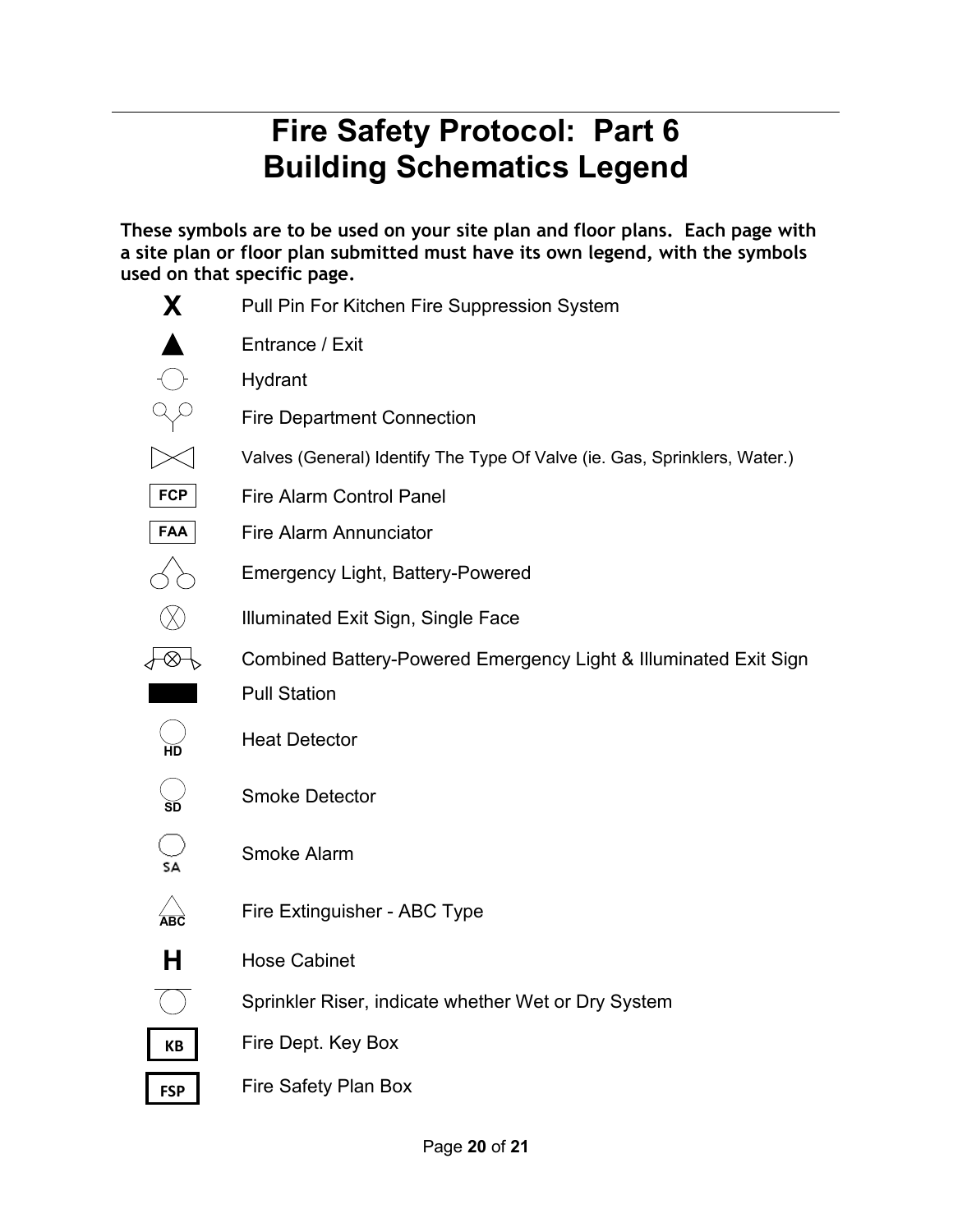# Fire Safety Protocol: Part 6
# Building Schematics Legend

**These symbols are to be used on your site plan and floor plans. Each page with a site plan or floor plan submitted must have its own legend, with the symbols used on that specific page.**

| Symbol | Description |
| --- | --- |
| X | Pull Pin For Kitchen Fire Suppression System |
| ▲ | Entrance / Exit |
| | Hydrant |
| | Fire Department Connection |
| | Valves (General) Identify The Type Of Valve (ie. Gas, Sprinklers, Water.) |
| FCP | Fire Alarm Control Panel |
| FAA | Fire Alarm Annunciator |
| | Emergency Light, Battery-Powered |
| | Illuminated Exit Sign, Single Face |
| | Combined Battery-Powered Emergency Light & Illuminated Exit Sign |
| | Pull Station |
| HD | Heat Detector |
| SD | Smoke Detector |
| SA | Smoke Alarm |
| ABC | Fire Extinguisher - ABC Type |
| H | Hose Cabinet |
| | Sprinkler Riser, indicate whether Wet or Dry System |
| KB | Fire Dept. Key Box |
| FSP | Fire Safety Plan Box |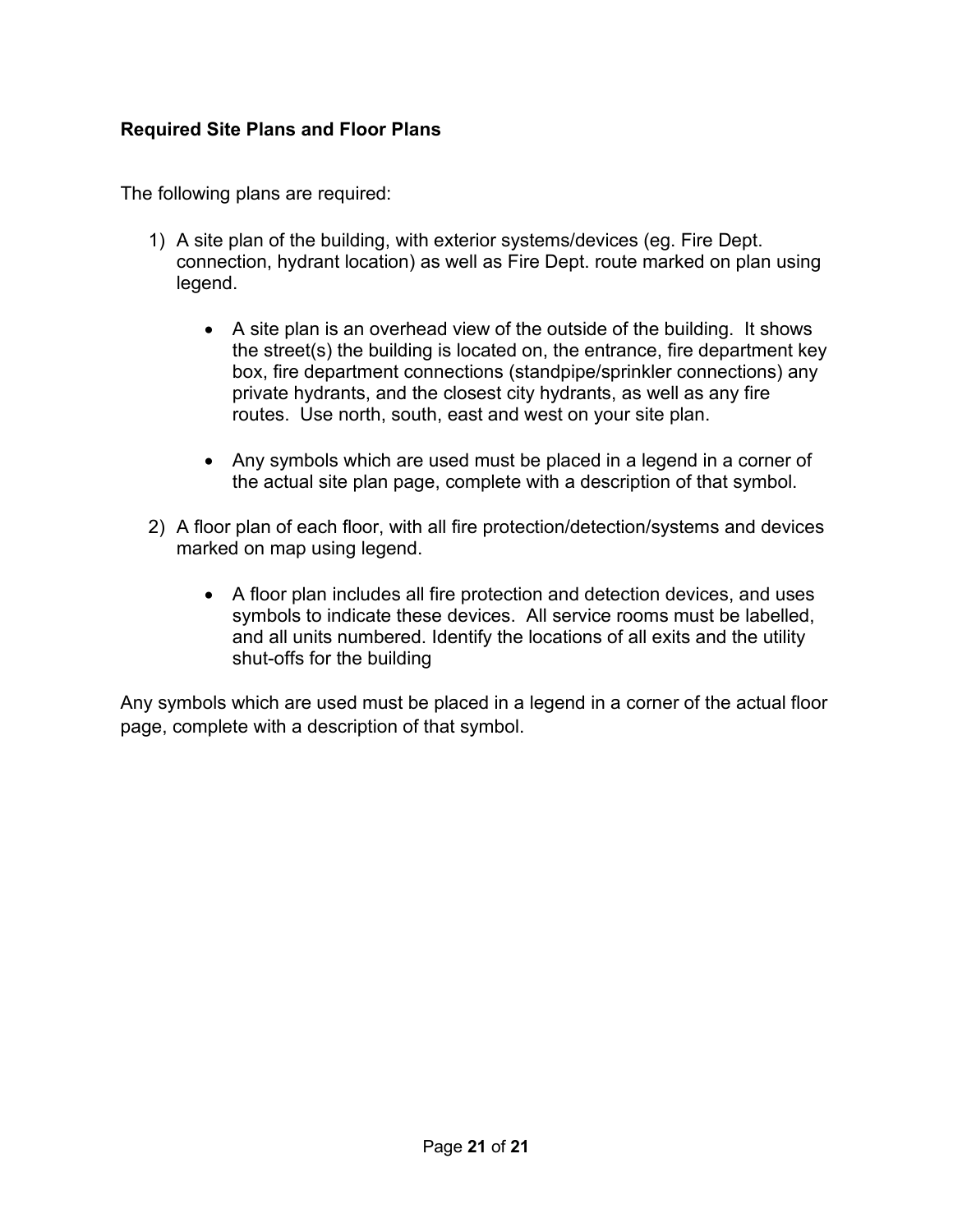**Required Site Plans and Floor Plans**

The following plans are required:

1) A site plan of the building, with exterior systems/devices (eg. Fire Dept. connection, hydrant location) as well as Fire Dept. route marked on plan using legend.

    - A site plan is an overhead view of the outside of the building. It shows the street(s) the building is located on, the entrance, fire department key box, fire department connections (standpipe/sprinkler connections) any private hydrants, and the closest city hydrants, as well as any fire routes. Use north, south, east and west on your site plan.

    - Any symbols which are used must be placed in a legend in a corner of the actual site plan page, complete with a description of that symbol.

2) A floor plan of each floor, with all fire protection/detection/systems and devices marked on map using legend.

    - A floor plan includes all fire protection and detection devices, and uses symbols to indicate these devices. All service rooms must be labelled, and all units numbered. Identify the locations of all exits and the utility shut-offs for the building

Any symbols which are used must be placed in a legend in a corner of the actual floor page, complete with a description of that symbol.